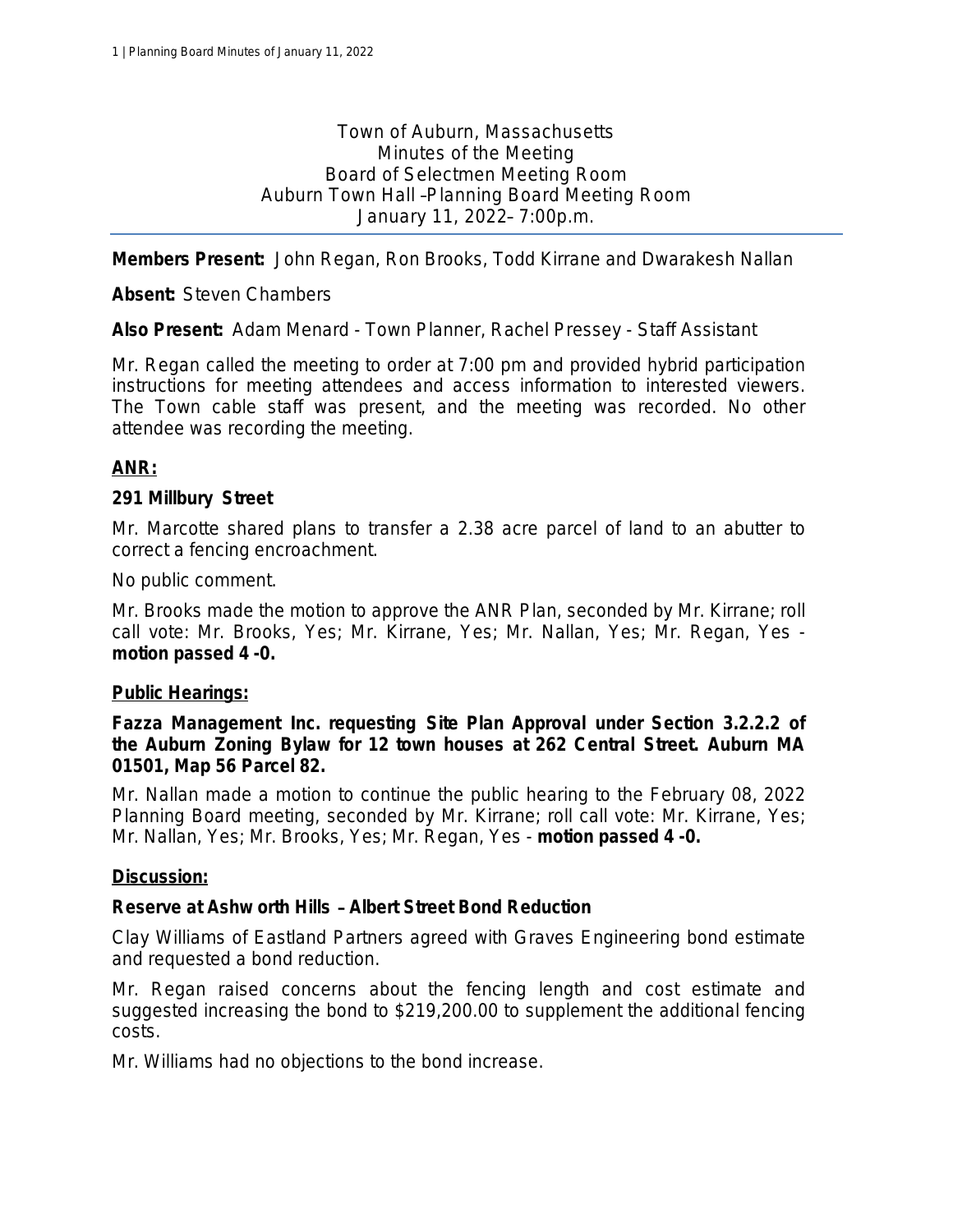Town of Auburn, Massachusetts
Minutes of the Meeting
Board of Selectmen Meeting Room
Auburn Town Hall –Planning Board Meeting Room
January 11, 2022– 7:00p.m.

**Members Present:** John Regan, Ron Brooks, Todd Kirrane and Dwarakesh Nallan

**Absent:** Steven Chambers

**Also Present:** Adam Menard - Town Planner, Rachel Pressey - Staff Assistant

Mr. Regan called the meeting to order at 7:00 pm and provided hybrid participation instructions for meeting attendees and access information to interested viewers. The Town cable staff was present, and the meeting was recorded. No other attendee was recording the meeting.

## ANR:

### 291 Millbury Street

Mr. Marcotte shared plans to transfer a 2.38 acre parcel of land to an abutter to correct a fencing encroachment.

No public comment.

Mr. Brooks made the motion to approve the ANR Plan, seconded by Mr. Kirrane; roll call vote: Mr. Brooks, Yes; Mr. Kirrane, Yes; Mr. Nallan, Yes; Mr. Regan, Yes - **motion passed 4 -0.**

## Public Hearings:

### Fazza Management Inc. requesting Site Plan Approval under Section 3.2.2.2 of the Auburn Zoning Bylaw for 12 town houses at 262 Central Street. Auburn MA 01501, Map 56 Parcel 82.

Mr. Nallan made a motion to continue the public hearing to the February 08, 2022 Planning Board meeting, seconded by Mr. Kirrane; roll call vote: Mr. Kirrane, Yes; Mr. Nallan, Yes; Mr. Brooks, Yes; Mr. Regan, Yes - **motion passed 4 -0.**

## Discussion:

### Reserve at Ashworth Hills – Albert Street Bond Reduction

Clay Williams of Eastland Partners agreed with Graves Engineering bond estimate and requested a bond reduction.

Mr. Regan raised concerns about the fencing length and cost estimate and suggested increasing the bond to $219,200.00 to supplement the additional fencing costs.

Mr. Williams had no objections to the bond increase.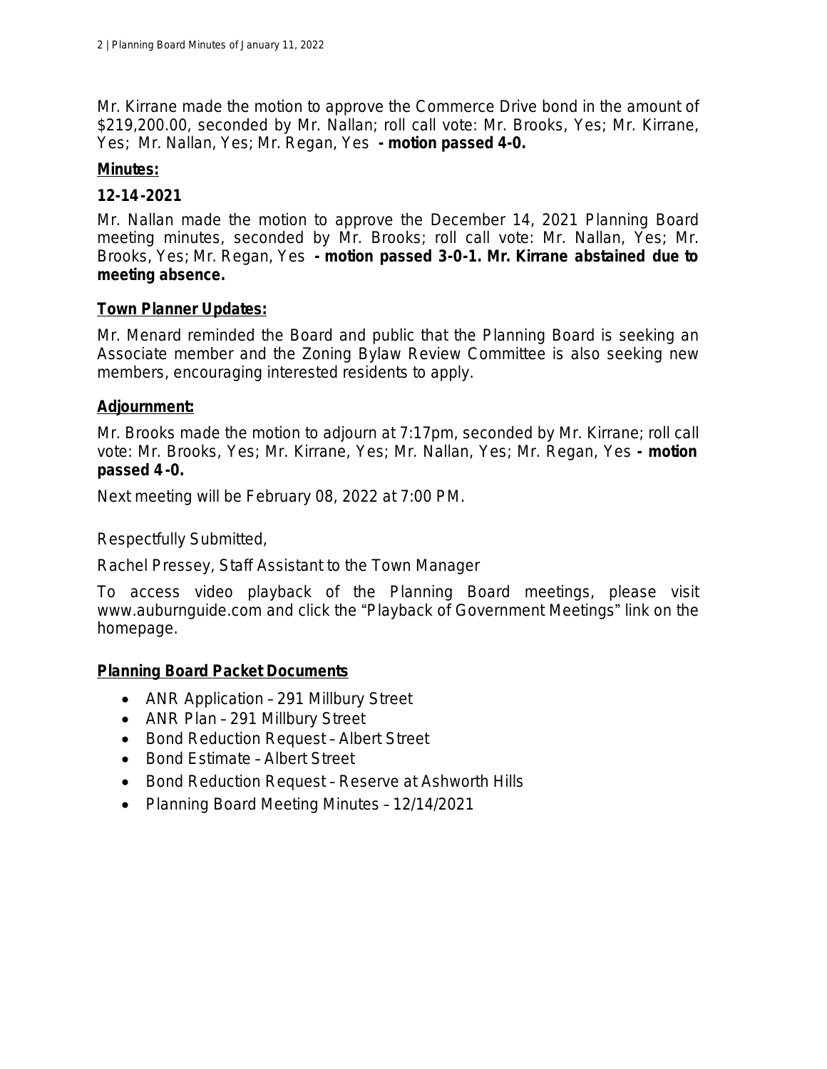Mr. Kirrane made the motion to approve the Commerce Drive bond in the amount of $219,200.00, seconded by Mr. Nallan; roll call vote: Mr. Brooks, Yes; Mr. Kirrane, Yes; Mr. Nallan, Yes; Mr. Regan, Yes **- motion passed 4-0.**

**Minutes:**

**12-14-2021**

Mr. Nallan made the motion to approve the December 14, 2021 Planning Board meeting minutes, seconded by Mr. Brooks; roll call vote: Mr. Nallan, Yes; Mr. Brooks, Yes; Mr. Regan, Yes **- motion passed 3-0-1. Mr. Kirrane abstained due to meeting absence.**

**Town Planner Updates:**

Mr. Menard reminded the Board and public that the Planning Board is seeking an Associate member and the Zoning Bylaw Review Committee is also seeking new members, encouraging interested residents to apply.

**Adjournment:**

Mr. Brooks made the motion to adjourn at 7:17pm, seconded by Mr. Kirrane; roll call vote: Mr. Brooks, Yes; Mr. Kirrane, Yes; Mr. Nallan, Yes; Mr. Regan, Yes **- motion passed 4-0.**

Next meeting will be February 08, 2022 at 7:00 PM.

Respectfully Submitted,

Rachel Pressey, Staff Assistant to the Town Manager

To access video playback of the Planning Board meetings, please visit www.auburnguide.com and click the "Playback of Government Meetings" link on the homepage.

**Planning Board Packet Documents**

- ANR Application – 291 Millbury Street
- ANR Plan – 291 Millbury Street
- Bond Reduction Request – Albert Street
- Bond Estimate – Albert Street
- Bond Reduction Request – Reserve at Ashworth Hills
- Planning Board Meeting Minutes – 12/14/2021